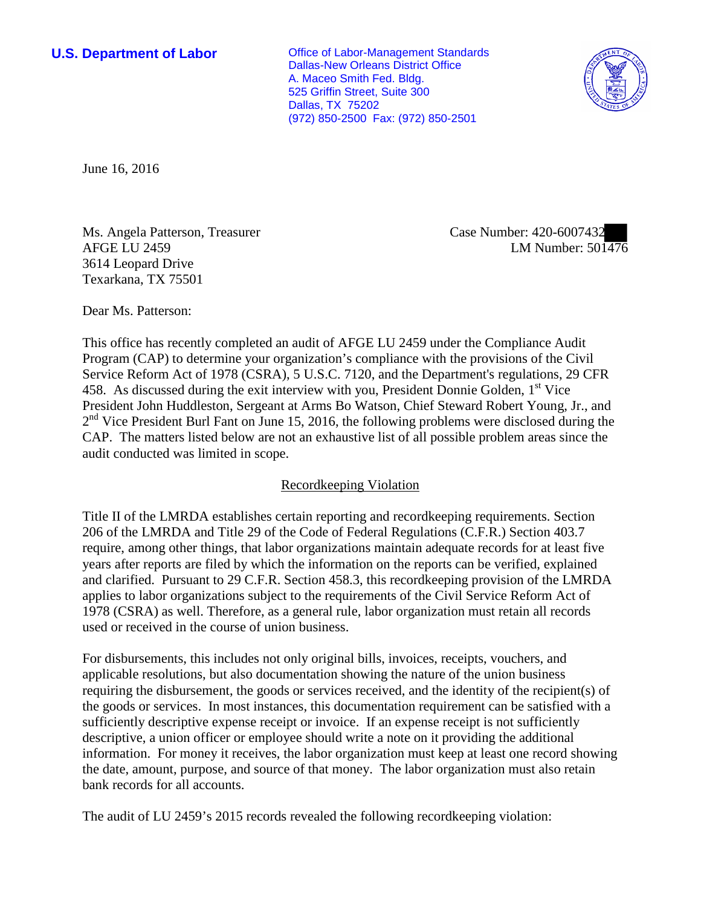**U.S. Department of Labor**

Office of Labor-Management Standards
Dallas-New Orleans District Office
A. Maceo Smith Fed. Bldg.
525 Griffin Street, Suite 300
Dallas, TX 75202
(972) 850-2500 Fax: (972) 850-2501

June 16, 2016

Ms. Angela Patterson, Treasurer
AFGE LU 2459
3614 Leopard Drive
Texarkana, TX 75501

Case Number: 420-6007432
LM Number: 501476

Dear Ms. Patterson:

This office has recently completed an audit of AFGE LU 2459 under the Compliance Audit Program (CAP) to determine your organization's compliance with the provisions of the Civil Service Reform Act of 1978 (CSRA), 5 U.S.C. 7120, and the Department's regulations, 29 CFR 458. As discussed during the exit interview with you, President Donnie Golden, 1st Vice President John Huddleston, Sergeant at Arms Bo Watson, Chief Steward Robert Young, Jr., and 2nd Vice President Burl Fant on June 15, 2016, the following problems were disclosed during the CAP. The matters listed below are not an exhaustive list of all possible problem areas since the audit conducted was limited in scope.

## Recordkeeping Violation

Title II of the LMRDA establishes certain reporting and recordkeeping requirements. Section 206 of the LMRDA and Title 29 of the Code of Federal Regulations (C.F.R.) Section 403.7 require, among other things, that labor organizations maintain adequate records for at least five years after reports are filed by which the information on the reports can be verified, explained and clarified. Pursuant to 29 C.F.R. Section 458.3, this recordkeeping provision of the LMRDA applies to labor organizations subject to the requirements of the Civil Service Reform Act of 1978 (CSRA) as well. Therefore, as a general rule, labor organization must retain all records used or received in the course of union business.

For disbursements, this includes not only original bills, invoices, receipts, vouchers, and applicable resolutions, but also documentation showing the nature of the union business requiring the disbursement, the goods or services received, and the identity of the recipient(s) of the goods or services. In most instances, this documentation requirement can be satisfied with a sufficiently descriptive expense receipt or invoice. If an expense receipt is not sufficiently descriptive, a union officer or employee should write a note on it providing the additional information. For money it receives, the labor organization must keep at least one record showing the date, amount, purpose, and source of that money. The labor organization must also retain bank records for all accounts.

The audit of LU 2459's 2015 records revealed the following recordkeeping violation: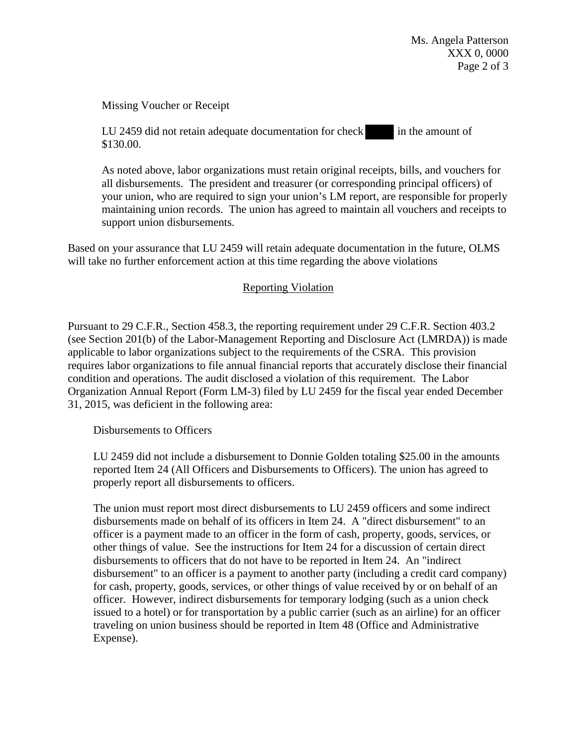Missing Voucher or Receipt

LU 2459 did not retain adequate documentation for check ████ in the amount of $130.00.

As noted above, labor organizations must retain original receipts, bills, and vouchers for all disbursements. The president and treasurer (or corresponding principal officers) of your union, who are required to sign your union's LM report, are responsible for properly maintaining union records. The union has agreed to maintain all vouchers and receipts to support union disbursements.

Based on your assurance that LU 2459 will retain adequate documentation in the future, OLMS will take no further enforcement action at this time regarding the above violations

## Reporting Violation

Pursuant to 29 C.F.R., Section 458.3, the reporting requirement under 29 C.F.R. Section 403.2 (see Section 201(b) of the Labor-Management Reporting and Disclosure Act (LMRDA)) is made applicable to labor organizations subject to the requirements of the CSRA. This provision requires labor organizations to file annual financial reports that accurately disclose their financial condition and operations. The audit disclosed a violation of this requirement. The Labor Organization Annual Report (Form LM-3) filed by LU 2459 for the fiscal year ended December 31, 2015, was deficient in the following area:

Disbursements to Officers

LU 2459 did not include a disbursement to Donnie Golden totaling $25.00 in the amounts reported Item 24 (All Officers and Disbursements to Officers). The union has agreed to properly report all disbursements to officers.

The union must report most direct disbursements to LU 2459 officers and some indirect disbursements made on behalf of its officers in Item 24. A "direct disbursement" to an officer is a payment made to an officer in the form of cash, property, goods, services, or other things of value. See the instructions for Item 24 for a discussion of certain direct disbursements to officers that do not have to be reported in Item 24. An "indirect disbursement" to an officer is a payment to another party (including a credit card company) for cash, property, goods, services, or other things of value received by or on behalf of an officer. However, indirect disbursements for temporary lodging (such as a union check issued to a hotel) or for transportation by a public carrier (such as an airline) for an officer traveling on union business should be reported in Item 48 (Office and Administrative Expense).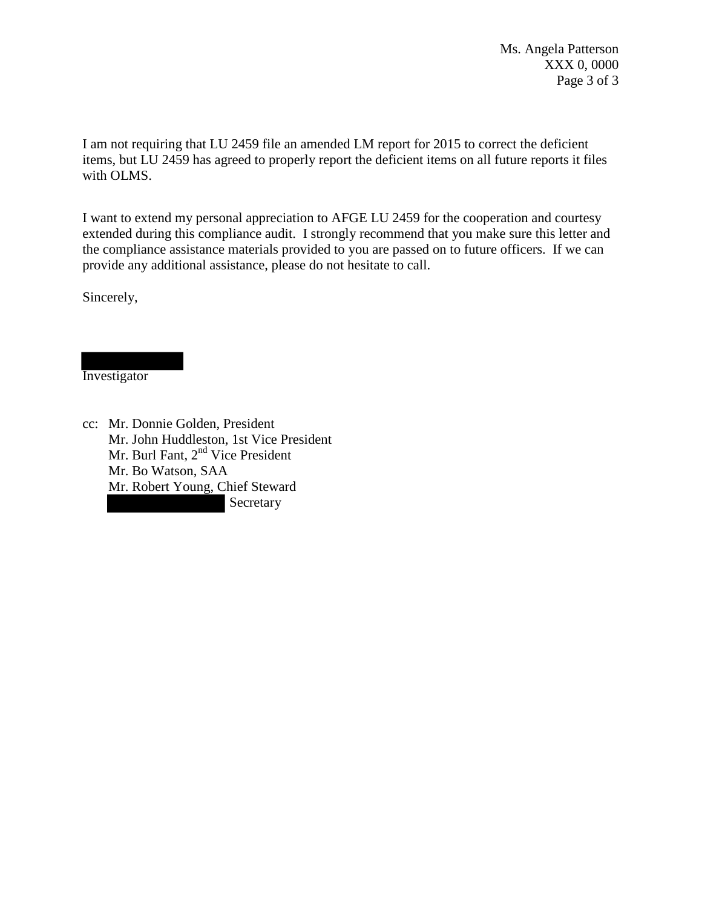I am not requiring that LU 2459 file an amended LM report for 2015 to correct the deficient items, but LU 2459 has agreed to properly report the deficient items on all future reports it files with OLMS.

I want to extend my personal appreciation to AFGE LU 2459 for the cooperation and courtesy extended during this compliance audit. I strongly recommend that you make sure this letter and the compliance assistance materials provided to you are passed on to future officers. If we can provide any additional assistance, please do not hesitate to call.

Sincerely,

Investigator

cc: Mr. Donnie Golden, President
Mr. John Huddleston, 1st Vice President
Mr. Burl Fant, 2nd Vice President
Mr. Bo Watson, SAA
Mr. Robert Young, Chief Steward
Secretary